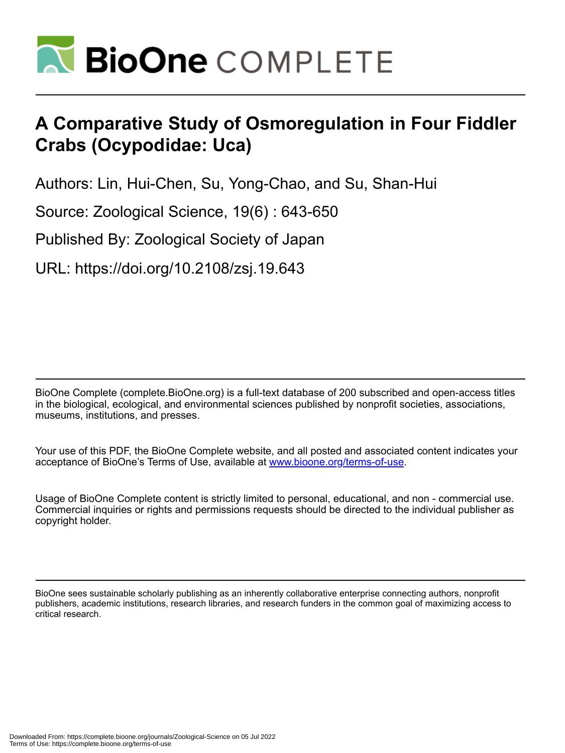# BioOne COMPLETE

# A Comparative Study of Osmoregulation in Four Fiddler Crabs (Ocypodidae: Uca)

Authors: Lin, Hui-Chen, Su, Yong-Chao, and Su, Shan-Hui

Source: Zoological Science, 19(6) : 643-650

Published By: Zoological Society of Japan

URL: https://doi.org/10.2108/zsj.19.643

BioOne Complete (complete.BioOne.org) is a full-text database of 200 subscribed and open-access titles in the biological, ecological, and environmental sciences published by nonprofit societies, associations, museums, institutions, and presses.

Your use of this PDF, the BioOne Complete website, and all posted and associated content indicates your acceptance of BioOne's Terms of Use, available at www.bioone.org/terms-of-use.

Usage of BioOne Complete content is strictly limited to personal, educational, and non - commercial use. Commercial inquiries or rights and permissions requests should be directed to the individual publisher as copyright holder.

BioOne sees sustainable scholarly publishing as an inherently collaborative enterprise connecting authors, nonprofit publishers, academic institutions, research libraries, and research funders in the common goal of maximizing access to critical research.

Downloaded From: https://complete.bioone.org/journals/Zoological-Science on 05 Jul 2022
Terms of Use: https://complete.bioone.org/terms-of-use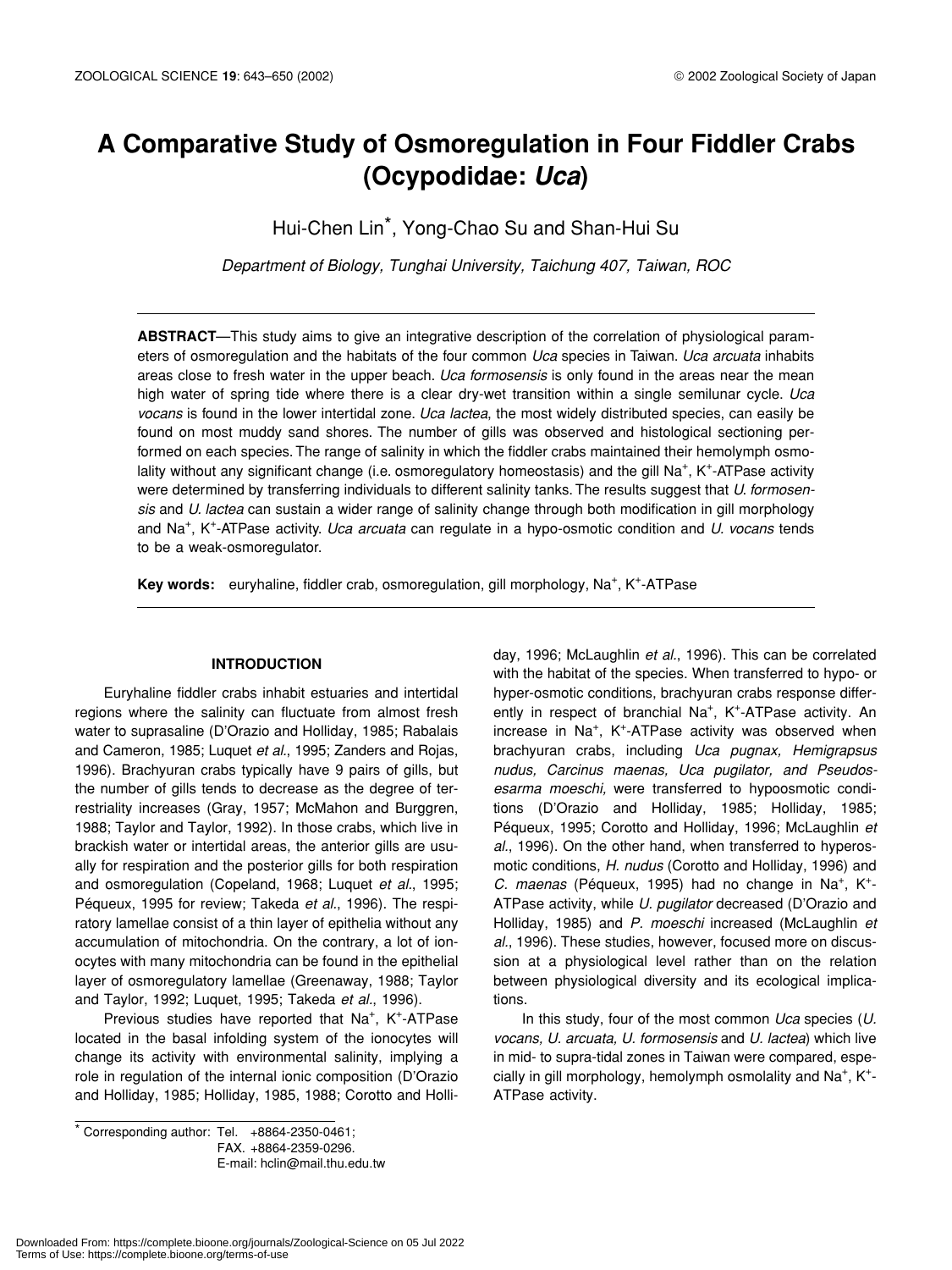# A Comparative Study of Osmoregulation in Four Fiddler Crabs (Ocypodidae: *Uca*)

Hui-Chen Lin*, Yong-Chao Su and Shan-Hui Su

*Department of Biology, Tunghai University, Taichung 407, Taiwan, ROC*

**ABSTRACT**—This study aims to give an integrative description of the correlation of physiological parameters of osmoregulation and the habitats of the four common *Uca* species in Taiwan. *Uca arcuata* inhabits areas close to fresh water in the upper beach. *Uca formosensis* is only found in the areas near the mean high water of spring tide where there is a clear dry-wet transition within a single semilunar cycle. *Uca vocans* is found in the lower intertidal zone. *Uca lactea*, the most widely distributed species, can easily be found on most muddy sand shores. The number of gills was observed and histological sectioning performed on each species. The range of salinity in which the fiddler crabs maintained their hemolymph osmolality without any significant change (i.e. osmoregulatory homeostasis) and the gill $Na^+$, $K^+$-ATPase activity were determined by transferring individuals to different salinity tanks. The results suggest that *U. formosensis* and *U. lactea* can sustain a wider range of salinity change through both modification in gill morphology and $Na^+$, $K^+$-ATPase activity. *Uca arcuata* can regulate in a hypo-osmotic condition and *U. vocans* tends to be a weak-osmoregulator.

**Key words:** euryhaline, fiddler crab, osmoregulation, gill morphology, $Na^+$, $K^+$-ATPase

## INTRODUCTION

Euryhaline fiddler crabs inhabit estuaries and intertidal regions where the salinity can fluctuate from almost fresh water to suprasaline (D'Orazio and Holliday, 1985; Rabalais and Cameron, 1985; Luquet *et al.*, 1995; Zanders and Rojas, 1996). Brachyuran crabs typically have 9 pairs of gills, but the number of gills tends to decrease as the degree of terrestriality increases (Gray, 1957; McMahon and Burggren, 1988; Taylor and Taylor, 1992). In those crabs, which live in brackish water or intertidal areas, the anterior gills are usually for respiration and the posterior gills for both respiration and osmoregulation (Copeland, 1968; Luquet *et al.*, 1995; Péqueux, 1995 for review; Takeda *et al.*, 1996). The respiratory lamellae consist of a thin layer of epithelia without any accumulation of mitochondria. On the contrary, a lot of ionocytes with many mitochondria can be found in the epithelial layer of osmoregulatory lamellae (Greenaway, 1988; Taylor and Taylor, 1992; Luquet, 1995; Takeda *et al.*, 1996).

Previous studies have reported that $Na^+$, $K^+$-ATPase located in the basal infolding system of the ionocytes will change its activity with environmental salinity, implying a role in regulation of the internal ionic composition (D'Orazio and Holliday, 1985; Holliday, 1985, 1988; Corotto and Holliday, 1996; McLaughlin *et al.*, 1996). This can be correlated with the habitat of the species. When transferred to hypo- or hyper-osmotic conditions, brachyuran crabs response differently in respect of branchial $Na^+$, $K^+$-ATPase activity. An increase in $Na^+$, $K^+$-ATPase activity was observed when brachyuran crabs, including *Uca pugnax, Hemigrapsus nudus, Carcinus maenas, Uca pugilator, and Pseudosesarma moeschi,* were transferred to hypoosmotic conditions (D'Orazio and Holliday, 1985; Holliday, 1985; Péqueux, 1995; Corotto and Holliday, 1996; McLaughlin *et al.*, 1996). On the other hand, when transferred to hyperosmotic conditions, *H. nudus* (Corotto and Holliday, 1996) and *C. maenas* (Péqueux, 1995) had no change in $Na^+$, $K^+$-ATPase activity, while *U. pugilator* decreased (D'Orazio and Holliday, 1985) and *P. moeschi* increased (McLaughlin *et al.*, 1996). These studies, however, focused more on discussion at a physiological level rather than on the relation between physiological diversity and its ecological implications.

In this study, four of the most common *Uca* species (*U. vocans, U. arcuata, U. formosensis* and *U. lactea*) which live in mid- to supra-tidal zones in Taiwan were compared, especially in gill morphology, hemolymph osmolality and $Na^+$, $K^+$-ATPase activity.

---

* Corresponding author: Tel. +8864-2350-0461;
FAX. +8864-2359-0296.
E-mail: hclin@mail.thu.edu.tw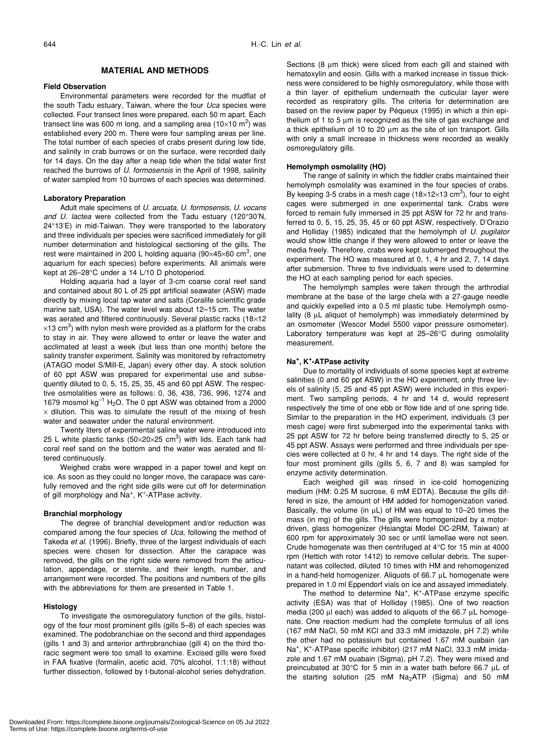## MATERIAL AND METHODS

### Field Observation

Environmental parameters were recorded for the mudflat of the south Tadu estuary, Taiwan, where the four *Uca* species were collected. Four transect lines were prepared, each 50 m apart. Each transect line was 600 m long, and a sampling area ($10\times10$ m$^2$) was established every 200 m. There were four sampling areas per line. The total number of each species of crabs present during low tide, and salinity in crab burrows or on the surface, were recorded daily for 14 days. On the day after a neap tide when the tidal water first reached the burrows of *U. formosensis* in the April of 1998, salinity of water sampled from 10 burrows of each species was determined.

### Laboratory Preparation

Adult male specimens of *U. arcuata, U. formosensis, U. vocans and U. lactea* were collected from the Tadu estuary (120°30'N, 24°13'E) in mid-Taiwan. They were transported to the laboratory and three individuals per species were sacrificed immediately for gill number determination and histological sectioning of the gills. The rest were maintained in 200 L holding aquaria ($90\times45\times60$ cm$^3$, one aquarium for each species) before experiments. All animals were kept at 26–28°C under a 14 L/10 D photoperiod.

Holding aquaria had a layer of 3-cm coarse coral reef sand and contained about 80 L of 25 ppt artificial seawater (ASW) made directly by mixing local tap water and salts (Coralife scientific grade marine salt, USA). The water level was about 12–15 cm. The water was aerated and filtered continuously. Several plastic racks ($18\times12\times13$ cm$^3$) with nylon mesh were provided as a platform for the crabs to stay in air. They were allowed to enter or leave the water and acclimated at least a week (but less than one month) before the salinity transfer experiment. Salinity was monitored by refractometry (ATAGO model S/Mill-E, Japan) every other day. A stock solution of 60 ppt ASW was prepared for experimental use and subsequently diluted to 0, 5, 15, 25, 35, 45 and 60 ppt ASW. The respective osmolalities were as follows: 0, 36, 438, 736, 996, 1274 and 1679 mosmol kg$^{-1}$ $H_2O$. The 0 ppt ASW was obtained from a 2000 × dilution. This was to simulate the result of the mixing of fresh water and seawater under the natural environment.

Twenty liters of experimental saline water were introduced into 25 L white plastic tanks ($50\times20\times25$ cm$^3$) with lids. Each tank had coral reef sand on the bottom and the water was aerated and filtered continuously.

Weighed crabs were wrapped in a paper towel and kept on ice. As soon as they could no longer move, the carapace was carefully removed and the right side gills were cut off for determination of gill morphology and $Na^+$, $K^+$-ATPase activity.

### Branchial morphology

The degree of branchial development and/or reduction was compared among the four species of *Uca*, following the method of Takeda *et al.* (1996). Briefly, three of the largest individuals of each species were chosen for dissection. After the carapace was removed, the gills on the right side were removed from the articulation, appendage, or sternite, and their length, number, and arrangement were recorded. The positions and numbers of the gills with the abbreviations for them are presented in Table 1.

### Histology

To investigate the osmoregulatory function of the gills, histology of the four most prominent gills (gills 5–8) of each species was examined. The podobranchiae on the second and third appendages (gills 1 and 3) and anterior arthrobranchiae (gill 4) on the third thoracic segment were too small to examine. Excised gills were fixed in FAA fixative (formalin, acetic acid, 70% alcohol, 1:1:18) without further dissection, followed by t-butonal-alcohol series dehydration. Sections (8 μm thick) were sliced from each gill and stained with hematoxylin and eosin. Gills with a marked increase in tissue thickness were considered to be highly osmoregulatory, while those with a thin layer of epithelium underneath the cuticular layer were recorded as respiratory gills. The criteria for determination are based on the review paper by Péqueux (1995) in which a thin epithelium of 1 to 5 μm is recognized as the site of gas exchange and a thick epithelium of 10 to 20 μm as the site of ion transport. Gills with only a small increase in thickness were recorded as weakly osmoregulatory gills.

### Hemolymph osmolality (HO)

The range of salinity in which the fiddler crabs maintained their hemolymph osmolality was examined in the four species of crabs. By keeping 3-5 crabs in a mesh cage ($18\times12\times13$ cm$^3$), four to eight cages were submerged in one experimental tank. Crabs were forced to remain fully immersed in 25 ppt ASW for 72 hr and transferred to 0, 5, 15, 25, 35, 45 or 60 ppt ASW, respectively. D'Orazio and Holliday (1985) indicated that the hemolymph of *U. pugilator* would show little change if they were allowed to enter or leave the media freely. Therefore, crabs were kept submerged throughout the experiment. The HO was measured at 0, 1, 4 hr and 2, 7, 14 days after submersion. Three to five individuals were used to determine the HO at each sampling period for each species.

The hemolymph samples were taken through the arthrodial membrane at the base of the large chela with a 27-gauge needle and quickly expelled into a 0.5 ml plastic tube. Hemolymph osmolality (8 μL aliquot of hemolymph) was immediately determined by an osmometer (Wescor Model 5500 vapor pressure osmometer). Laboratory temperature was kept at 25–26°C during osmolality measurement.

### $Na^+$, $K^+$-ATPase activity

Due to mortality of individuals of some species kept at extreme salinities (0 and 60 ppt ASW) in the HO experiment, only three levels of salinity (5, 25 and 45 ppt ASW) were included in this experiment. Two sampling periods, 4 hr and 14 d, would represent respectively the time of one ebb or flow tide and of one spring tide. Similar to the preparation in the HO experiment, individuals (3 per mesh cage) were first submerged into the experimental tanks with 25 ppt ASW for 72 hr before being transferred directly to 5, 25 or 45 ppt ASW. Assays were performed and three individuals per species were collected at 0 hr, 4 hr and 14 days. The right side of the four most prominent gills (gills 5, 6, 7 and 8) was sampled for enzyme activity determination.

Each weighed gill was rinsed in ice-cold homogenizing medium (HM: 0.25 M sucrose, 6 mM EDTA). Because the gills differed in size, the amount of HM added for homogenization varied. Basically, the volume (in μL) of HM was equal to 10–20 times the mass (in mg) of the gills. The gills were homogenized by a motor-driven, glass homogenizer (Hsiangtai Model DC-2RM, Taiwan) at 600 rpm for approximately 30 sec or until lamellae were not seen. Crude homogenate was then centrifuged at 4°C for 15 min at 4000 rpm (Hettich with rotor 1412) to remove cellular debris. The supernatant was collected, diluted 10 times with HM and rehomogenized in a hand-held homogenizer. Aliquots of 66.7 μL homogenate were prepared in 1.0 ml Eppendorf vials on ice and assayed immediately.

The method to determine $Na^+$, $K^+$-ATPase enzyme specific activity (ESA) was that of Holliday (1985). One of two reaction media (200 μl each) was added to aliquots of the 66.7 μL homogenate. One reaction medium had the complete formulus of all ions (167 mM NaCl, 50 mM KCl and 33.3 mM imidazole, pH 7.2) while the other had no potassium but contained 1.67 mM ouabain (an $Na^+$, $K^+$-ATPase specific inhibitor) (217 mM NaCl, 33.3 mM imidazole and 1.67 mM ouabain (Sigma), pH 7.2). They were mixed and preincubated at 30°C for 5 min in a water bath before 66.7 μL of the starting solution (25 mM $Na_2ATP$ (Sigma) and 50 mM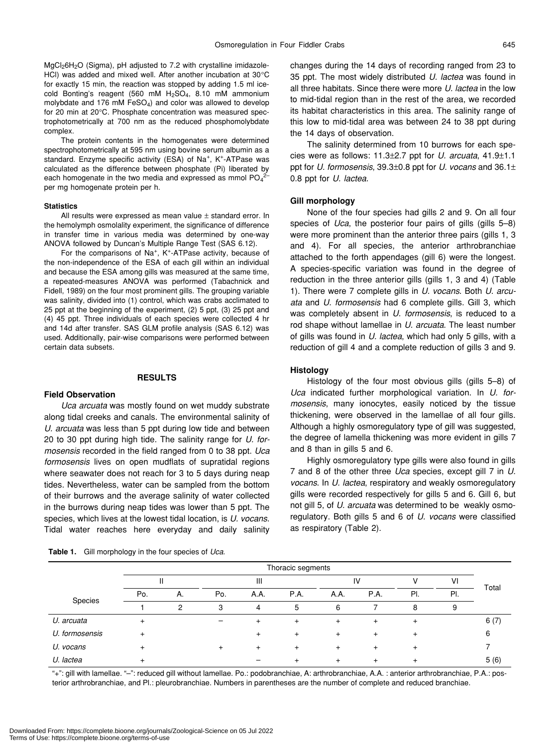$MgCl_2 6H_2O$ (Sigma), pH adjusted to 7.2 with crystalline imidazole-HCl) was added and mixed well. After another incubation at 30°C for exactly 15 min, the reaction was stopped by adding 1.5 ml ice-cold Bonting's reagent (560 mM $H_2SO_4$, 8.10 mM ammonium molybdate and 176 mM $FeSO_4$) and color was allowed to develop for 20 min at 20°C. Phosphate concentration was measured spectrophotometrically at 700 nm as the reduced phosphomolybdate complex.

The protein contents in the homogenates were determined spectrophotometrically at 595 nm using bovine serum albumin as a standard. Enzyme specific activity (ESA) of $Na^+$, $K^+$-ATPase was calculated as the difference between phosphate (Pi) liberated by each homogenate in the two media and expressed as mmol $PO_4^{2-}$ per mg homogenate protein per h.

#### Statistics

All results were expressed as mean value ± standard error. In the hemolymph osmolality experiment, the significance of difference in transfer time in various media was determined by one-way ANOVA followed by Duncan's Multiple Range Test (SAS 6.12).

For the comparisons of $Na^+$, $K^+$-ATPase activity, because of the non-independence of the ESA of each gill within an individual and because the ESA among gills was measured at the same time, a repeated-measures ANOVA was performed (Tabachnick and Fidell, 1989) on the four most prominent gills. The grouping variable was salinity, divided into (1) control, which was crabs acclimated to 25 ppt at the beginning of the experiment, (2) 5 ppt, (3) 25 ppt and (4) 45 ppt. Three individuals of each species were collected 4 hr and 14d after transfer. SAS GLM profile analysis (SAS 6.12) was used. Additionally, pair-wise comparisons were performed between certain data subsets.

## RESULTS

#### Field Observation

*Uca arcuata* was mostly found on wet muddy substrate along tidal creeks and canals. The environmental salinity of *U. arcuata* was less than 5 ppt during low tide and between 20 to 30 ppt during high tide. The salinity range for *U. formosensis* recorded in the field ranged from 0 to 38 ppt. *Uca formosensis* lives on open mudflats of supratidal regions where seawater does not reach for 3 to 5 days during neap tides. Nevertheless, water can be sampled from the bottom of their burrows and the average salinity of water collected in the burrows during neap tides was lower than 5 ppt. The species, which lives at the lowest tidal location, is *U. vocans*. Tidal water reaches here everyday and daily salinity changes during the 14 days of recording ranged from 23 to 35 ppt. The most widely distributed *U. lactea* was found in all three habitats. Since there were more *U. lactea* in the low to mid-tidal region than in the rest of the area, we recorded its habitat characteristics in this area. The salinity range of this low to mid-tidal area was between 24 to 38 ppt during the 14 days of observation.

The salinity determined from 10 burrows for each species were as follows: 11.3±2.7 ppt for *U. arcuata*, 41.9±1.1 ppt for *U. formosensis*, 39.3±0.8 ppt for *U. vocans* and 36.1±0.8 ppt for *U. lactea*.

#### Gill morphology

None of the four species had gills 2 and 9. On all four species of *Uca*, the posterior four pairs of gills (gills 5–8) were more prominent than the anterior three pairs (gills 1, 3 and 4). For all species, the anterior arthrobranchiae attached to the forth appendages (gill 6) were the longest. A species-specific variation was found in the degree of reduction in the three anterior gills (gills 1, 3 and 4) (Table 1). There were 7 complete gills in *U. vocans*. Both *U. arcuata* and *U. formosensis* had 6 complete gills. Gill 3, which was completely absent in *U. formosensis*, is reduced to a rod shape without lamellae in *U. arcuata*. The least number of gills was found in *U. lactea*, which had only 5 gills, with a reduction of gill 4 and a complete reduction of gills 3 and 9.

#### Histology

Histology of the four most obvious gills (gills 5–8) of *Uca* indicated further morphological variation. In *U. formosensis*, many ionocytes, easily noticed by the tissue thickening, were observed in the lamellae of all four gills. Although a highly osmoregulatory type of gill was suggested, the degree of lamella thickening was more evident in gills 7 and 8 than in gills 5 and 6.

Highly osmoregulatory type gills were also found in gills 7 and 8 of the other three *Uca* species, except gill 7 in *U. vocans*. In *U. lactea*, respiratory and weakly osmoregulatory gills were recorded respectively for gills 5 and 6. Gill 6, but not gill 5, of *U. arcuata* was determined to be weakly osmoregulatory. Both gills 5 and 6 of *U. vocans* were classified as respiratory (Table 2).

**Table 1.** Gill morphology in the four species of *Uca*.

| Species | Thoracic segments | | | | | | | | | Total |
|---|---|---|---|---|---|---|---|---|---|---|
| | II | | III | | | IV | | V | VI | |
| | Po. | A. | Po. | A.A. | P.A. | A.A. | P.A. | Pl. | Pl. | |
| | 1 | 2 | 3 | 4 | 5 | 6 | 7 | 8 | 9 | |
| *U. arcuata* | + | | – | + | + | + | + | + | | 6 (7) |
| *U. formosensis* | + | | | + | + | + | + | + | | 6 |
| *U. vocans* | + | | + | + | + | + | + | + | | 7 |
| *U. lactea* | + | | | – | + | + | + | + | | 5 (6) |

"+": gill with lamellae. "–": reduced gill without lamellae. Po.: podobranchiae, A: arthrobranchiae, A.A. : anterior arthrobranchiae, P.A.: posterior arthrobranchiae, and Pl.: pleurobranchiae. Numbers in parentheses are the number of complete and reduced branchiae.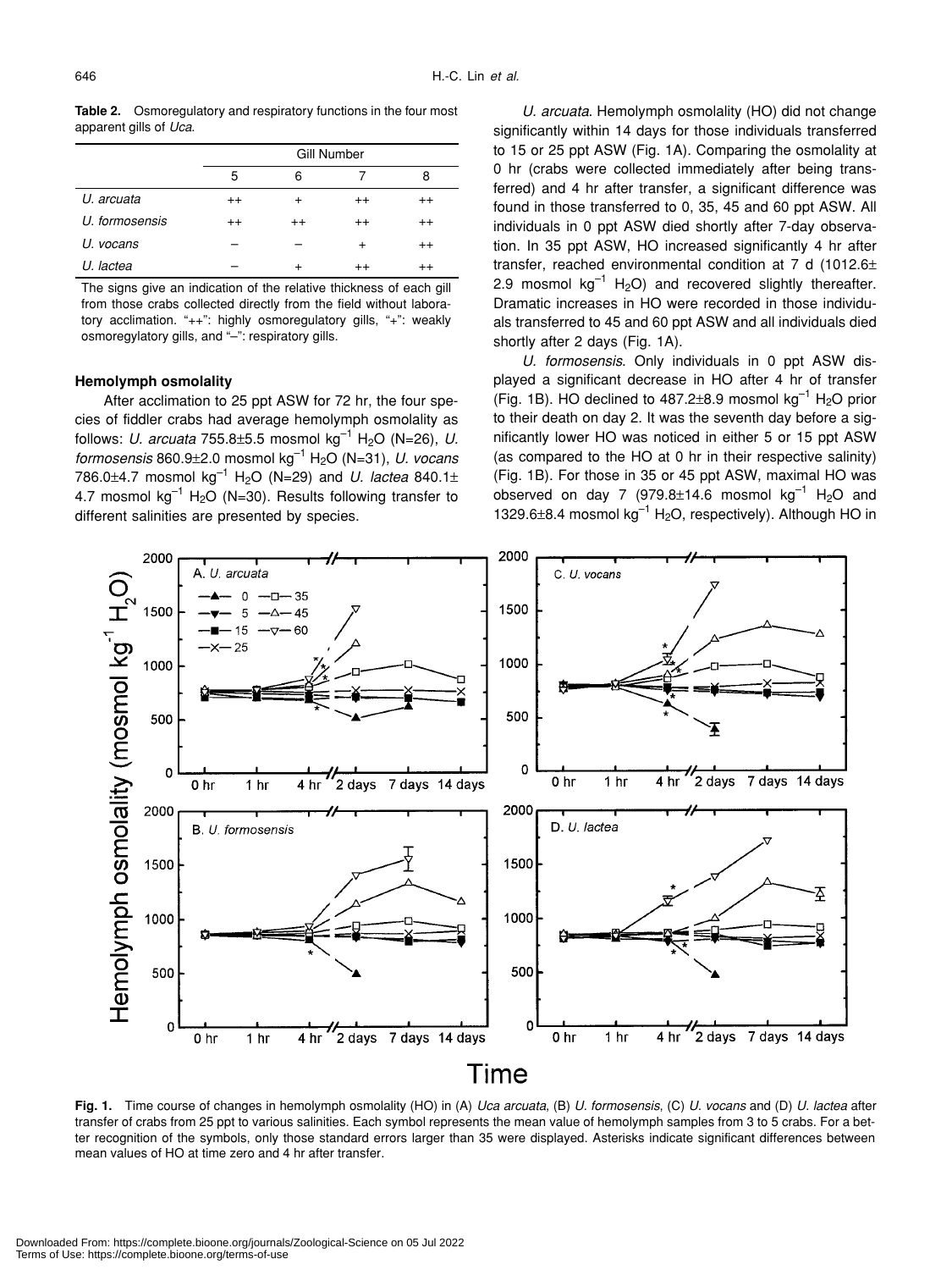**Table 2.** Osmoregulatory and respiratory functions in the four most apparent gills of *Uca*.

| | Gill Number | | | |
|---|---|---|---|---|
| | 5 | 6 | 7 | 8 |
| *U. arcuata* | ++ | + | ++ | ++ |
| *U. formosensis* | ++ | ++ | ++ | ++ |
| *U. vocans* | – | – | + | ++ |
| *U. lactea* | – | + | ++ | ++ |

The signs give an indication of the relative thickness of each gill from those crabs collected directly from the field without laboratory acclimation. "++": highly osmoregulatory gills, "+": weakly osmoregylatory gills, and "–": respiratory gills.

### Hemolymph osmolality

After acclimation to 25 ppt ASW for 72 hr, the four species of fiddler crabs had average hemolymph osmolality as follows: *U. arcuata* 755.8±5.5 mosmol kg$^{-1}$ $H_2O$ (N=26), *U. formosensis* 860.9±2.0 mosmol kg$^{-1}$ $H_2O$ (N=31), *U. vocans* 786.0±4.7 mosmol kg$^{-1}$ $H_2O$ (N=29) and *U. lactea* 840.1±4.7 mosmol kg$^{-1}$ $H_2O$ (N=30). Results following transfer to different salinities are presented by species.

*U. arcuata*. Hemolymph osmolality (HO) did not change significantly within 14 days for those individuals transferred to 15 or 25 ppt ASW (Fig. 1A). Comparing the osmolality at 0 hr (crabs were collected immediately after being transferred) and 4 hr after transfer, a significant difference was found in those transferred to 0, 35, 45 and 60 ppt ASW. All individuals in 0 ppt ASW died shortly after 7-day observation. In 35 ppt ASW, HO increased significantly 4 hr after transfer, reached environmental condition at 7 d (1012.6±2.9 mosmol kg$^{-1}$ $H_2O$) and recovered slightly thereafter. Dramatic increases in HO were recorded in those individuals transferred to 45 and 60 ppt ASW and all individuals died shortly after 2 days (Fig. 1A).

*U. formosensis*. Only individuals in 0 ppt ASW displayed a significant decrease in HO after 4 hr of transfer (Fig. 1B). HO declined to 487.2±8.9 mosmol kg$^{-1}$ $H_2O$ prior to their death on day 2. It was the seventh day before a significantly lower HO was noticed in either 5 or 15 ppt ASW (as compared to the HO at 0 hr in their respective salinity) (Fig. 1B). For those in 35 or 45 ppt ASW, maximal HO was observed on day 7 (979.8±14.6 mosmol kg$^{-1}$ $H_2O$ and 1329.6±8.4 mosmol kg$^{-1}$ $H_2O$, respectively). Although HO in

**Fig. 1.** Time course of changes in hemolymph osmolality (HO) in (A) *Uca arcuata*, (B) *U. formosensis*, (C) *U. vocans* and (D) *U. lactea* after transfer of crabs from 25 ppt to various salinities. Each symbol represents the mean value of hemolymph samples from 3 to 5 crabs. For a better recognition of the symbols, only those standard errors larger than 35 were displayed. Asterisks indicate significant differences between mean values of HO at time zero and 4 hr after transfer.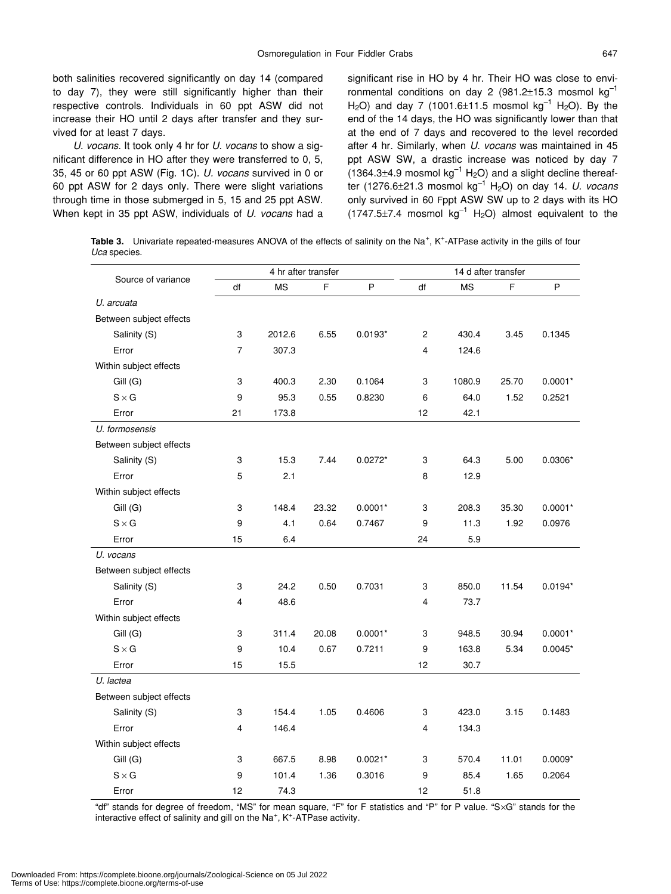both salinities recovered significantly on day 14 (compared to day 7), they were still significantly higher than their respective controls. Individuals in 60 ppt ASW did not increase their HO until 2 days after transfer and they survived for at least 7 days.

*U. vocans*. It took only 4 hr for *U. vocans* to show a significant difference in HO after they were transferred to 0, 5, 35, 45 or 60 ppt ASW (Fig. 1C). *U. vocans* survived in 0 or 60 ppt ASW for 2 days only. There were slight variations through time in those submerged in 5, 15 and 25 ppt ASW. When kept in 35 ppt ASW, individuals of *U. vocans* had a significant rise in HO by 4 hr. Their HO was close to environmental conditions on day 2 (981.2±15.3 mosmol $kg^{-1}$ $H_2O$) and day 7 (1001.6±11.5 mosmol $kg^{-1}$ $H_2O$). By the end of the 14 days, the HO was significantly lower than that at the end of 7 days and recovered to the level recorded after 4 hr. Similarly, when *U. vocans* was maintained in 45 ppt ASW SW, a drastic increase was noticed by day 7 (1364.3±4.9 mosmol $kg^{-1}$ $H_2O$) and a slight decline thereafter (1276.6±21.3 mosmol $kg^{-1}$ $H_2O$) on day 14. *U. vocans* only survived in 60 Fppt ASW SW up to 2 days with its HO (1747.5±7.4 mosmol $kg^{-1}$ $H_2O$) almost equivalent to the

**Table 3.** Univariate repeated-measures ANOVA of the effects of salinity on the $Na^+$, $K^+$-ATPase activity in the gills of four *Uca* species.

| Source of variance | 4 hr after transfer | | | | 14 d after transfer | | | |
|---|---|---|---|---|---|---|---|---|
| | df | MS | F | P | df | MS | F | P |
| *U. arcuata* | | | | | | | | |
| Between subject effects | | | | | | | | |
| Salinity (S) | 3 | 2012.6 | 6.55 | 0.0193* | 2 | 430.4 | 3.45 | 0.1345 |
| Error | 7 | 307.3 | | | 4 | 124.6 | | |
| Within subject effects | | | | | | | | |
| Gill (G) | 3 | 400.3 | 2.30 | 0.1064 | 3 | 1080.9 | 25.70 | 0.0001* |
| S × G | 9 | 95.3 | 0.55 | 0.8230 | 6 | 64.0 | 1.52 | 0.2521 |
| Error | 21 | 173.8 | | | 12 | 42.1 | | |
| *U. formosensis* | | | | | | | | |
| Between subject effects | | | | | | | | |
| Salinity (S) | 3 | 15.3 | 7.44 | 0.0272* | 3 | 64.3 | 5.00 | 0.0306* |
| Error | 5 | 2.1 | | | 8 | 12.9 | | |
| Within subject effects | | | | | | | | |
| Gill (G) | 3 | 148.4 | 23.32 | 0.0001* | 3 | 208.3 | 35.30 | 0.0001* |
| S × G | 9 | 4.1 | 0.64 | 0.7467 | 9 | 11.3 | 1.92 | 0.0976 |
| Error | 15 | 6.4 | | | 24 | 5.9 | | |
| *U. vocans* | | | | | | | | |
| Between subject effects | | | | | | | | |
| Salinity (S) | 3 | 24.2 | 0.50 | 0.7031 | 3 | 850.0 | 11.54 | 0.0194* |
| Error | 4 | 48.6 | | | 4 | 73.7 | | |
| Within subject effects | | | | | | | | |
| Gill (G) | 3 | 311.4 | 20.08 | 0.0001* | 3 | 948.5 | 30.94 | 0.0001* |
| S × G | 9 | 10.4 | 0.67 | 0.7211 | 9 | 163.8 | 5.34 | 0.0045* |
| Error | 15 | 15.5 | | | 12 | 30.7 | | |
| *U. lactea* | | | | | | | | |
| Between subject effects | | | | | | | | |
| Salinity (S) | 3 | 154.4 | 1.05 | 0.4606 | 3 | 423.0 | 3.15 | 0.1483 |
| Error | 4 | 146.4 | | | 4 | 134.3 | | |
| Within subject effects | | | | | | | | |
| Gill (G) | 3 | 667.5 | 8.98 | 0.0021* | 3 | 570.4 | 11.01 | 0.0009* |
| S × G | 9 | 101.4 | 1.36 | 0.3016 | 9 | 85.4 | 1.65 | 0.2064 |
| Error | 12 | 74.3 | | | 12 | 51.8 | | |

"df" stands for degree of freedom, "MS" for mean square, "F" for F statistics and "P" for P value. "S×G" stands for the interactive effect of salinity and gill on the $Na^+$, $K^+$-ATPase activity.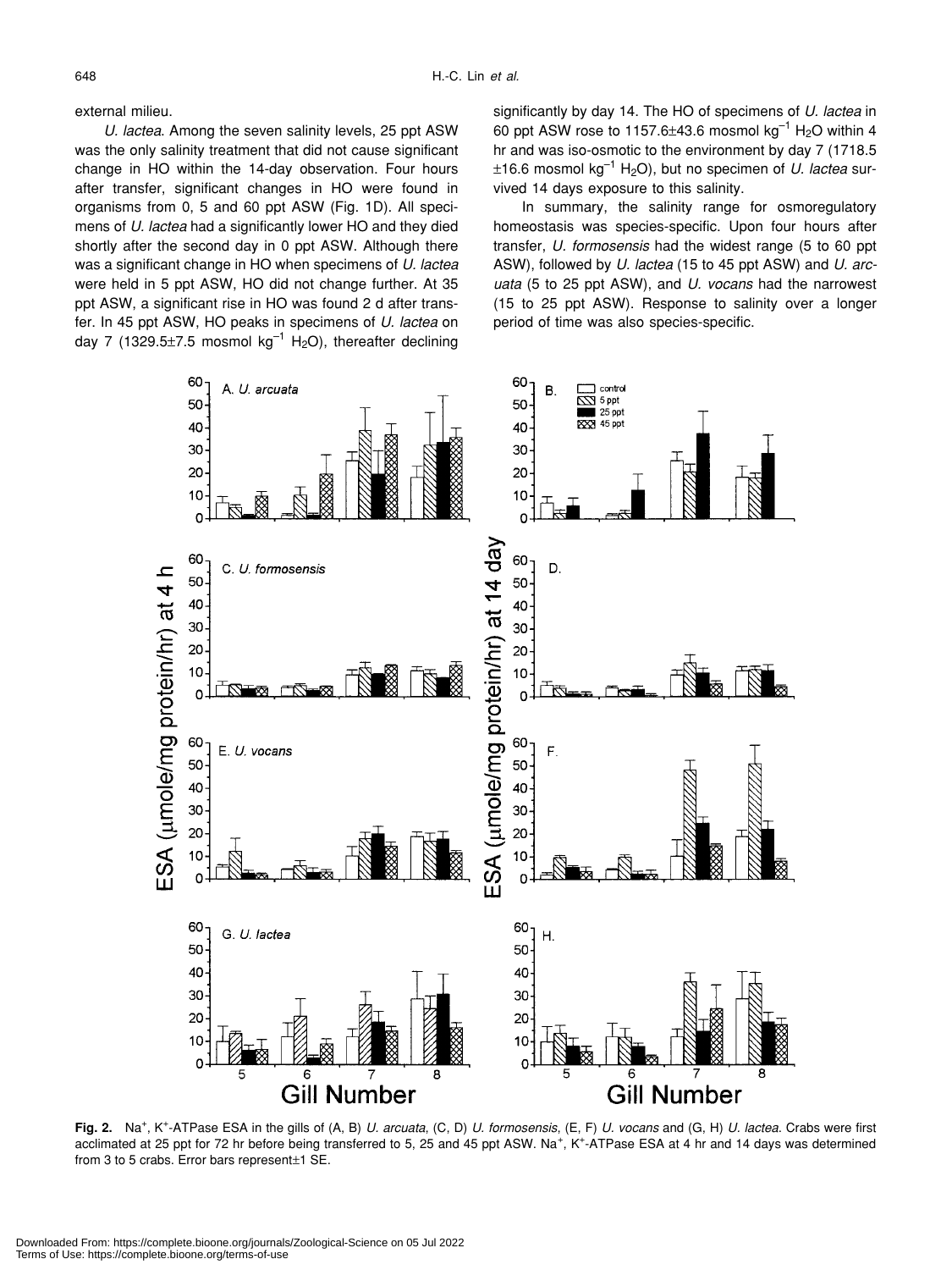external milieu.

*U. lactea*. Among the seven salinity levels, 25 ppt ASW was the only salinity treatment that did not cause significant change in HO within the 14-day observation. Four hours after transfer, significant changes in HO were found in organisms from 0, 5 and 60 ppt ASW (Fig. 1D). All specimens of *U. lactea* had a significantly lower HO and they died shortly after the second day in 0 ppt ASW. Although there was a significant change in HO when specimens of *U. lactea* were held in 5 ppt ASW, HO did not change further. At 35 ppt ASW, a significant rise in HO was found 2 d after transfer. In 45 ppt ASW, HO peaks in specimens of *U. lactea* on day 7 (1329.5±7.5 mosmol $kg^{-1}$ $H_2O$), thereafter declining significantly by day 14. The HO of specimens of *U. lactea* in 60 ppt ASW rose to 1157.6±43.6 mosmol $kg^{-1}$ $H_2O$ within 4 hr and was iso-osmotic to the environment by day 7 (1718.5 ±16.6 mosmol $kg^{-1}$ $H_2O$), but no specimen of *U. lactea* survived 14 days exposure to this salinity.

In summary, the salinity range for osmoregulatory homeostasis was species-specific. Upon four hours after transfer, *U. formosensis* had the widest range (5 to 60 ppt ASW), followed by *U. lactea* (15 to 45 ppt ASW) and *U. arcuata* (5 to 25 ppt ASW), and *U. vocans* had the narrowest (15 to 25 ppt ASW). Response to salinity over a longer period of time was also species-specific.

**Fig. 2.** $Na^+$, $K^+$-ATPase ESA in the gills of (A, B) *U. arcuata*, (C, D) *U. formosensis*, (E, F) *U. vocans* and (G, H) *U. lactea*. Crabs were first acclimated at 25 ppt for 72 hr before being transferred to 5, 25 and 45 ppt ASW. $Na^+$, $K^+$-ATPase ESA at 4 hr and 14 days was determined from 3 to 5 crabs. Error bars represent±1 SE.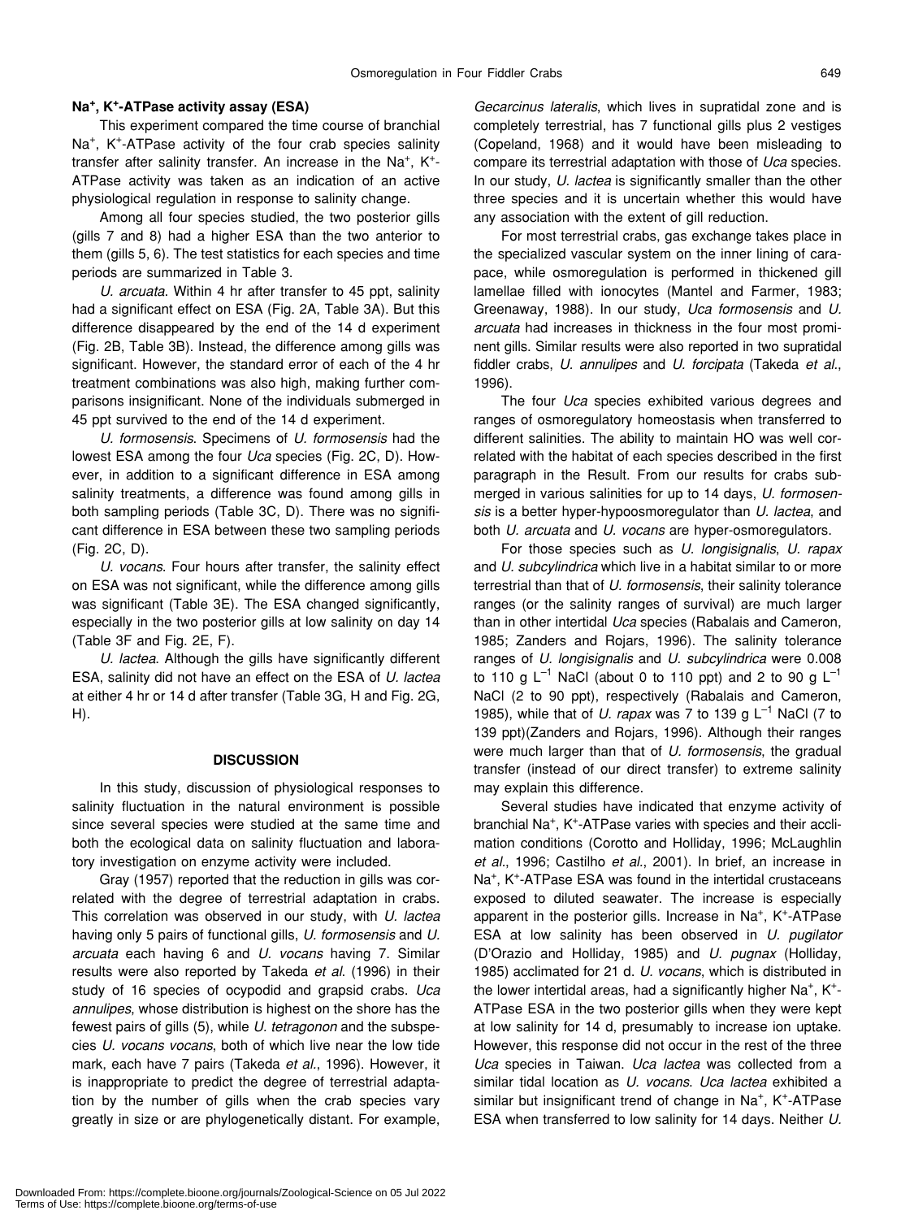### $Na^+$, $K^+$-ATPase activity assay (ESA)

This experiment compared the time course of branchial $Na^+$, $K^+$-ATPase activity of the four crab species salinity transfer after salinity transfer. An increase in the $Na^+$, $K^+$-ATPase activity was taken as an indication of an active physiological regulation in response to salinity change.

Among all four species studied, the two posterior gills (gills 7 and 8) had a higher ESA than the two anterior to them (gills 5, 6). The test statistics for each species and time periods are summarized in Table 3.

*U. arcuata*. Within 4 hr after transfer to 45 ppt, salinity had a significant effect on ESA (Fig. 2A, Table 3A). But this difference disappeared by the end of the 14 d experiment (Fig. 2B, Table 3B). Instead, the difference among gills was significant. However, the standard error of each of the 4 hr treatment combinations was also high, making further comparisons insignificant. None of the individuals submerged in 45 ppt survived to the end of the 14 d experiment.

*U. formosensis*. Specimens of *U. formosensis* had the lowest ESA among the four *Uca* species (Fig. 2C, D). However, in addition to a significant difference in ESA among salinity treatments, a difference was found among gills in both sampling periods (Table 3C, D). There was no significant difference in ESA between these two sampling periods (Fig. 2C, D).

*U. vocans*. Four hours after transfer, the salinity effect on ESA was not significant, while the difference among gills was significant (Table 3E). The ESA changed significantly, especially in the two posterior gills at low salinity on day 14 (Table 3F and Fig. 2E, F).

*U. lactea*. Although the gills have significantly different ESA, salinity did not have an effect on the ESA of *U. lactea* at either 4 hr or 14 d after transfer (Table 3G, H and Fig. 2G, H).

## DISCUSSION

In this study, discussion of physiological responses to salinity fluctuation in the natural environment is possible since several species were studied at the same time and both the ecological data on salinity fluctuation and laboratory investigation on enzyme activity were included.

Gray (1957) reported that the reduction in gills was correlated with the degree of terrestrial adaptation in crabs. This correlation was observed in our study, with *U. lactea* having only 5 pairs of functional gills, *U. formosensis* and *U. arcuata* each having 6 and *U. vocans* having 7. Similar results were also reported by Takeda *et al*. (1996) in their study of 16 species of ocypodid and grapsid crabs. *Uca annulipes*, whose distribution is highest on the shore has the fewest pairs of gills (5), while *U. tetragonon* and the subspecies *U. vocans vocans*, both of which live near the low tide mark, each have 7 pairs (Takeda *et al*., 1996). However, it is inappropriate to predict the degree of terrestrial adaptation by the number of gills when the crab species vary greatly in size or are phylogenetically distant. For example, *Gecarcinus lateralis*, which lives in supratidal zone and is completely terrestrial, has 7 functional gills plus 2 vestiges (Copeland, 1968) and it would have been misleading to compare its terrestrial adaptation with those of *Uca* species. In our study, *U. lactea* is significantly smaller than the other three species and it is uncertain whether this would have any association with the extent of gill reduction.

For most terrestrial crabs, gas exchange takes place in the specialized vascular system on the inner lining of carapace, while osmoregulation is performed in thickened gill lamellae filled with ionocytes (Mantel and Farmer, 1983; Greenaway, 1988). In our study, *Uca formosensis* and *U. arcuata* had increases in thickness in the four most prominent gills. Similar results were also reported in two supratidal fiddler crabs, *U. annulipes* and *U. forcipata* (Takeda *et al*., 1996).

The four *Uca* species exhibited various degrees and ranges of osmoregulatory homeostasis when transferred to different salinities. The ability to maintain HO was well correlated with the habitat of each species described in the first paragraph in the Result. From our results for crabs submerged in various salinities for up to 14 days, *U. formosensis* is a better hyper-hypoosmoregulator than *U. lactea*, and both *U. arcuata* and *U. vocans* are hyper-osmoregulators.

For those species such as *U. longisignalis*, *U. rapax* and *U. subcylindrica* which live in a habitat similar to or more terrestrial than that of *U. formosensis*, their salinity tolerance ranges (or the salinity ranges of survival) are much larger than in other intertidal *Uca* species (Rabalais and Cameron, 1985; Zanders and Rojars, 1996). The salinity tolerance ranges of *U. longisignalis* and *U. subcylindrica* were 0.008 to 110 g $L^{-1}$ NaCl (about 0 to 110 ppt) and 2 to 90 g $L^{-1}$ NaCl (2 to 90 ppt), respectively (Rabalais and Cameron, 1985), while that of *U. rapax* was 7 to 139 g $L^{-1}$ NaCl (7 to 139 ppt)(Zanders and Rojars, 1996). Although their ranges were much larger than that of *U. formosensis*, the gradual transfer (instead of our direct transfer) to extreme salinity may explain this difference.

Several studies have indicated that enzyme activity of branchial $Na^+$, $K^+$-ATPase varies with species and their acclimation conditions (Corotto and Holliday, 1996; McLaughlin *et al*., 1996; Castilho *et al*., 2001). In brief, an increase in $Na^+$, $K^+$-ATPase ESA was found in the intertidal crustaceans exposed to diluted seawater. The increase is especially apparent in the posterior gills. Increase in $Na^+$, $K^+$-ATPase ESA at low salinity has been observed in *U. pugilator* (D'Orazio and Holliday, 1985) and *U. pugnax* (Holliday, 1985) acclimated for 21 d. *U. vocans*, which is distributed in the lower intertidal areas, had a significantly higher $Na^+$, $K^+$-ATPase ESA in the two posterior gills when they were kept at low salinity for 14 d, presumably to increase ion uptake. However, this response did not occur in the rest of the three *Uca* species in Taiwan. *Uca lactea* was collected from a similar tidal location as *U. vocans*. *Uca lactea* exhibited a similar but insignificant trend of change in $Na^+$, $K^+$-ATPase ESA when transferred to low salinity for 14 days. Neither *U.*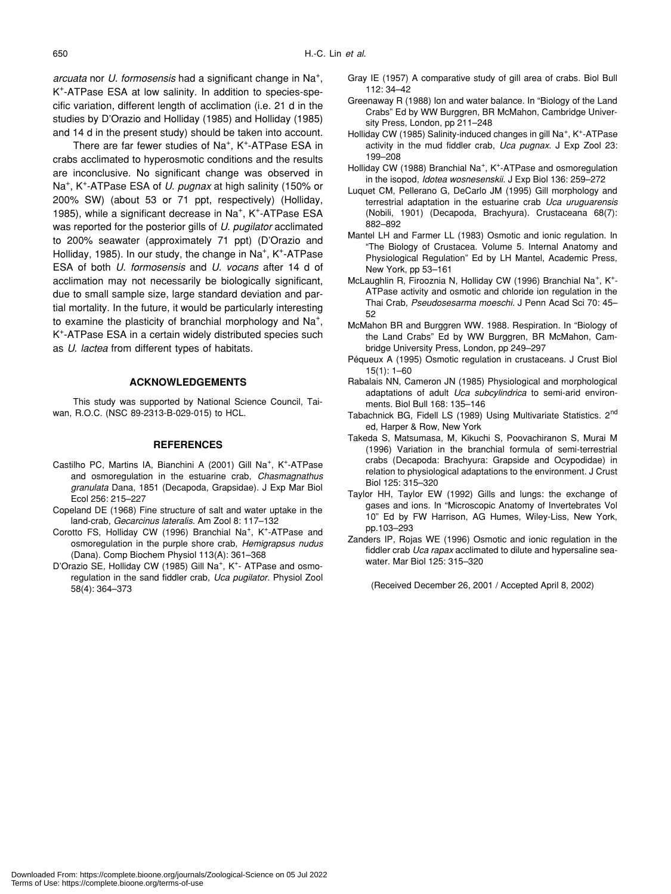*arcuata* nor *U. formosensis* had a significant change in $Na^+$, $K^+$-ATPase ESA at low salinity. In addition to species-specific variation, different length of acclimation (i.e. 21 d in the studies by D'Orazio and Holliday (1985) and Holliday (1985) and 14 d in the present study) should be taken into account.

There are far fewer studies of $Na^+$, $K^+$-ATPase ESA in crabs acclimated to hyperosmotic conditions and the results are inconclusive. No significant change was observed in $Na^+$, $K^+$-ATPase ESA of *U. pugnax* at high salinity (150% or 200% SW) (about 53 or 71 ppt, respectively) (Holliday, 1985), while a significant decrease in $Na^+$, $K^+$-ATPase ESA was reported for the posterior gills of *U. pugilator* acclimated to 200% seawater (approximately 71 ppt) (D'Orazio and Holliday, 1985). In our study, the change in $Na^+$, $K^+$-ATPase ESA of both *U. formosensis* and *U. vocans* after 14 d of acclimation may not necessarily be biologically significant, due to small sample size, large standard deviation and partial mortality. In the future, it would be particularly interesting to examine the plasticity of branchial morphology and $Na^+$, $K^+$-ATPase ESA in a certain widely distributed species such as *U. lactea* from different types of habitats.

## ACKNOWLEDGEMENTS

This study was supported by National Science Council, Taiwan, R.O.C. (NSC 89-2313-B-029-015) to HCL.

## REFERENCES

Castilho PC, Martins IA, Bianchini A (2001) Gill $Na^+$, $K^+$-ATPase and osmoregulation in the estuarine crab, *Chasmagnathus granulata* Dana, 1851 (Decapoda, Grapsidae). J Exp Mar Biol Ecol 256: 215–227

Copeland DE (1968) Fine structure of salt and water uptake in the land-crab, *Gecarcinus lateralis*. Am Zool 8: 117–132

Corotto FS, Holliday CW (1996) Branchial $Na^+$, $K^+$-ATPase and osmoregulation in the purple shore crab, *Hemigrapsus nudus* (Dana). Comp Biochem Physiol 113(A): 361–368

D'Orazio SE, Holliday CW (1985) Gill $Na^+$, $K^+$- ATPase and osmoregulation in the sand fiddler crab, *Uca pugilator*. Physiol Zool 58(4): 364–373

Gray IE (1957) A comparative study of gill area of crabs. Biol Bull 112: 34–42

Greenaway R (1988) Ion and water balance. In "Biology of the Land Crabs" Ed by WW Burggren, BR McMahon, Cambridge University Press, London, pp 211–248

Holliday CW (1985) Salinity-induced changes in gill $Na^+$, $K^+$-ATPase activity in the mud fiddler crab, *Uca pugnax*. J Exp Zool 23: 199–208

Holliday CW (1988) Branchial $Na^+$, $K^+$-ATPase and osmoregulation in the isopod, *Idotea wosnesenskii*. J Exp Biol 136: 259–272

Luquet CM, Pellerano G, DeCarlo JM (1995) Gill morphology and terrestrial adaptation in the estuarine crab *Uca uruguarensis* (Nobili, 1901) (Decapoda, Brachyura). Crustaceana 68(7): 882–892

Mantel LH and Farmer LL (1983) Osmotic and ionic regulation. In "The Biology of Crustacea. Volume 5. Internal Anatomy and Physiological Regulation" Ed by LH Mantel, Academic Press, New York, pp 53–161

McLaughlin R, Firooznia N, Holliday CW (1996) Branchial $Na^+$, $K^+$-ATPase activity and osmotic and chloride ion regulation in the Thai Crab, *Pseudosesarma moeschi*. J Penn Acad Sci 70: 45–52

McMahon BR and Burggren WW. 1988. Respiration. In "Biology of the Land Crabs" Ed by WW Burggren, BR McMahon, Cambridge University Press, London, pp 249–297

Péqueux A (1995) Osmotic regulation in crustaceans. J Crust Biol 15(1): 1–60

Rabalais NN, Cameron JN (1985) Physiological and morphological adaptations of adult *Uca subcylindrica* to semi-arid environments. Biol Bull 168: 135–146

Tabachnick BG, Fidell LS (1989) Using Multivariate Statistics. 2nd ed, Harper & Row, New York

Takeda S, Matsumasa, M, Kikuchi S, Poovachiranon S, Murai M (1996) Variation in the branchial formula of semi-terrestrial crabs (Decapoda: Brachyura: Grapside and Ocypodidae) in relation to physiological adaptations to the environment. J Crust Biol 125: 315–320

Taylor HH, Taylor EW (1992) Gills and lungs: the exchange of gases and ions. In "Microscopic Anatomy of Invertebrates Vol 10" Ed by FW Harrison, AG Humes, Wiley-Liss, New York, pp.103–293

Zanders IP, Rojas WE (1996) Osmotic and ionic regulation in the fiddler crab *Uca rapax* acclimated to dilute and hypersaline seawater. Mar Biol 125: 315–320

(Received December 26, 2001 / Accepted April 8, 2002)